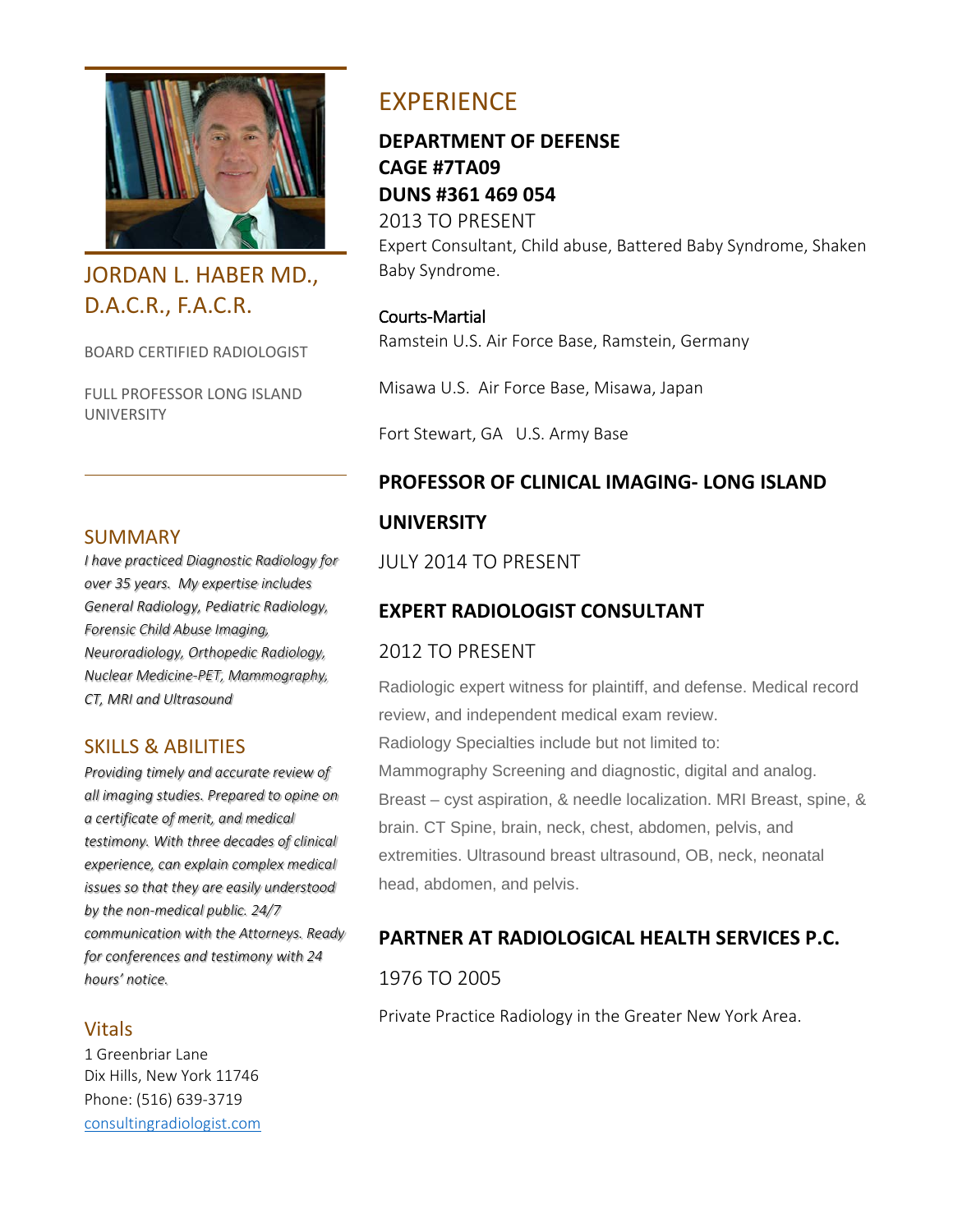# JORDAN L. HABER MD., D.A.C.R., F.A.C.R.

BOARD CERTIFIED RADIOLOGIST

FULL PROFESSOR LONG ISLAND UNIVERSITY

## SUMMARY

*I have practiced Diagnostic Radiology for over 35 years. My expertise includes General Radiology, Pediatric Radiology, Forensic Child Abuse Imaging, Neuroradiology, Orthopedic Radiology, Nuclear Medicine-PET, Mammography, CT, MRI and Ultrasound*

## SKILLS & ABILITIES

*Providing timely and accurate review of all imaging studies. Prepared to opine on a certificate of merit, and medical testimony. With three decades of clinical experience, can explain complex medical issues so that they are easily understood by the non-medical public. 24/7 communication with the Attorneys. Ready for conferences and testimony with 24 hours' notice.*

## Vitals

1 Greenbriar Lane
Dix Hills, New York 11746
Phone: (516) 639-3719
[consultingradiologist.com](consultingradiologist.com)

# EXPERIENCE

### DEPARTMENT OF DEFENSE
### CAGE #7TA09
### DUNS #361 469 054

2013 TO PRESENT

Expert Consultant, Child abuse, Battered Baby Syndrome, Shaken Baby Syndrome.

Courts-Martial

Ramstein U.S. Air Force Base, Ramstein, Germany

Misawa U.S. Air Force Base, Misawa, Japan

Fort Stewart, GA U.S. Army Base

### PROFESSOR OF CLINICAL IMAGING- LONG ISLAND UNIVERSITY

JULY 2014 TO PRESENT

### EXPERT RADIOLOGIST CONSULTANT

2012 TO PRESENT

Radiologic expert witness for plaintiff, and defense. Medical record review, and independent medical exam review.
Radiology Specialties include but not limited to:
Mammography Screening and diagnostic, digital and analog.
Breast – cyst aspiration, & needle localization. MRI Breast, spine, & brain. CT Spine, brain, neck, chest, abdomen, pelvis, and extremities. Ultrasound breast ultrasound, OB, neck, neonatal head, abdomen, and pelvis.

### PARTNER AT RADIOLOGICAL HEALTH SERVICES P.C.

1976 TO 2005

Private Practice Radiology in the Greater New York Area.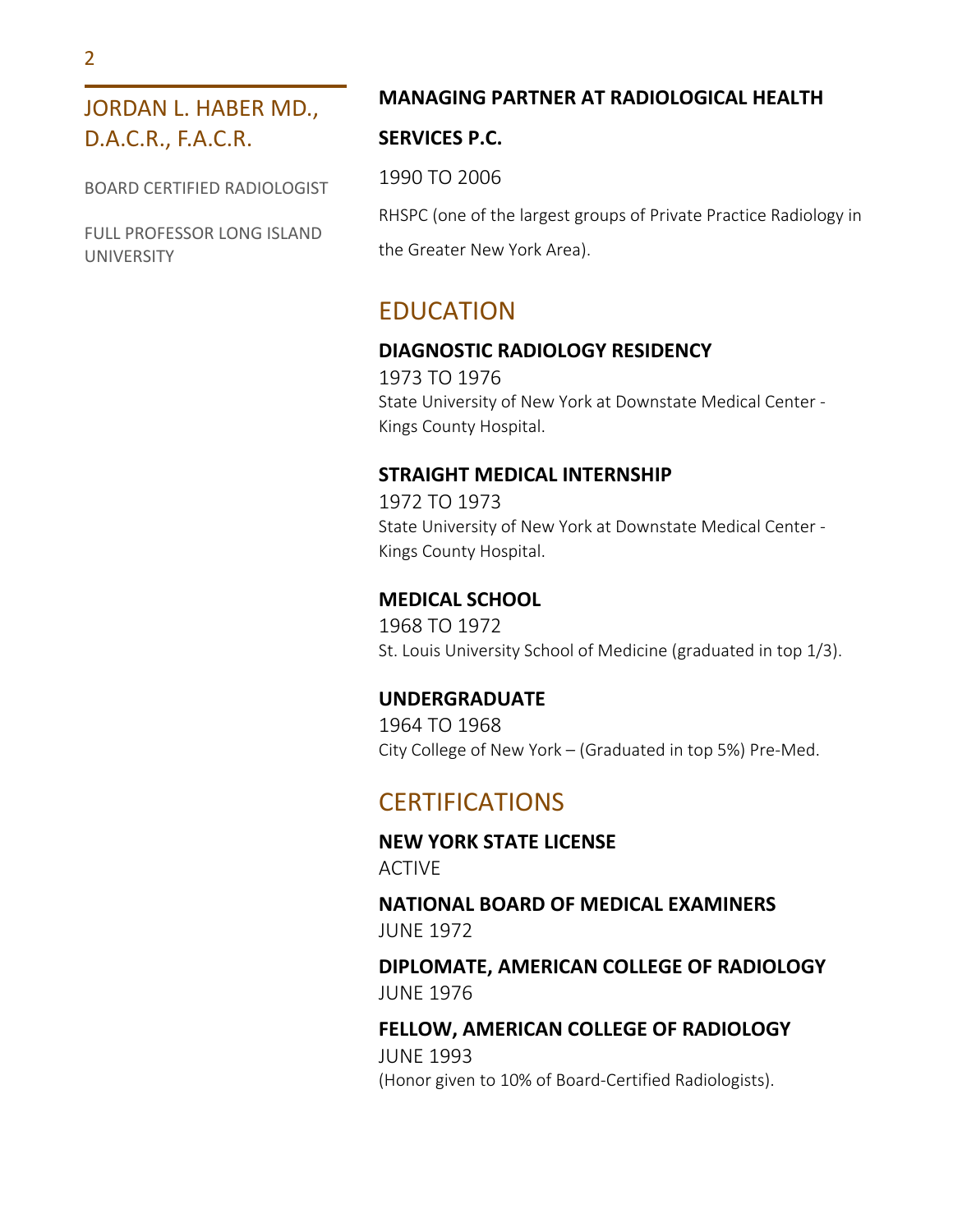# JORDAN L. HABER MD., D.A.C.R., F.A.C.R.

BOARD CERTIFIED RADIOLOGIST

FULL PROFESSOR LONG ISLAND UNIVERSITY

**MANAGING PARTNER AT RADIOLOGICAL HEALTH SERVICES P.C.**

1990 TO 2006

RHSPC (one of the largest groups of Private Practice Radiology in the Greater New York Area).

## EDUCATION

**DIAGNOSTIC RADIOLOGY RESIDENCY**

1973 TO 1976

State University of New York at Downstate Medical Center - Kings County Hospital.

**STRAIGHT MEDICAL INTERNSHIP**

1972 TO 1973

State University of New York at Downstate Medical Center - Kings County Hospital.

**MEDICAL SCHOOL**

1968 TO 1972

St. Louis University School of Medicine (graduated in top 1/3).

**UNDERGRADUATE**

1964 TO 1968

City College of New York – (Graduated in top 5%) Pre-Med.

## CERTIFICATIONS

**NEW YORK STATE LICENSE**

ACTIVE

**NATIONAL BOARD OF MEDICAL EXAMINERS**

JUNE 1972

**DIPLOMATE, AMERICAN COLLEGE OF RADIOLOGY**

JUNE 1976

**FELLOW, AMERICAN COLLEGE OF RADIOLOGY**

JUNE 1993

(Honor given to 10% of Board-Certified Radiologists).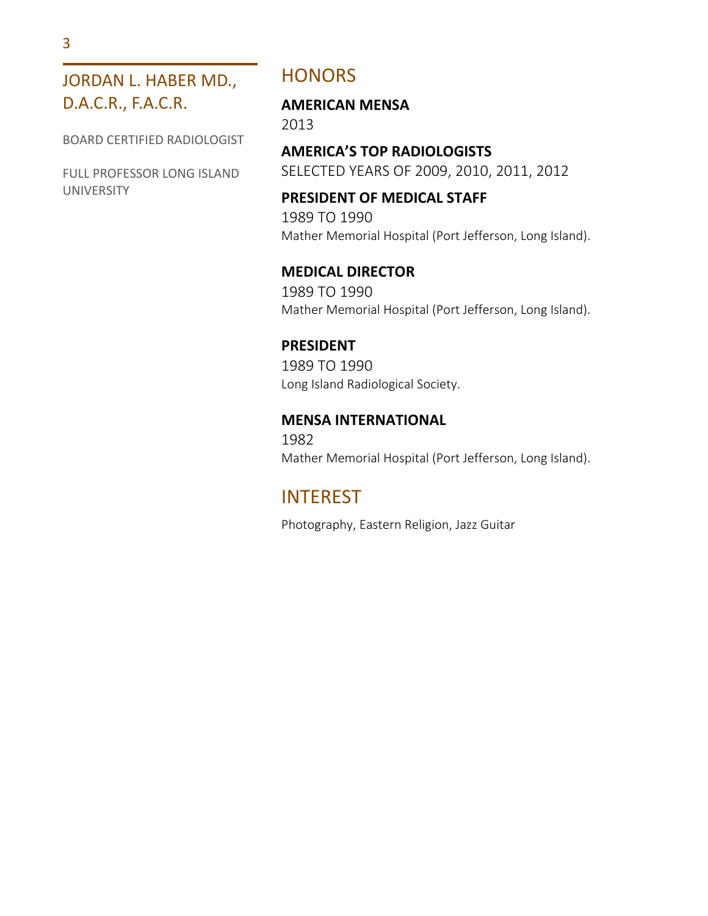# JORDAN L. HABER MD., D.A.C.R., F.A.C.R.

BOARD CERTIFIED RADIOLOGIST

FULL PROFESSOR LONG ISLAND UNIVERSITY

## HONORS

**AMERICAN MENSA**

2013

**AMERICA'S TOP RADIOLOGISTS**

SELECTED YEARS OF 2009, 2010, 2011, 2012

**PRESIDENT OF MEDICAL STAFF**

1989 TO 1990

Mather Memorial Hospital (Port Jefferson, Long Island).

**MEDICAL DIRECTOR**

1989 TO 1990

Mather Memorial Hospital (Port Jefferson, Long Island).

**PRESIDENT**

1989 TO 1990

Long Island Radiological Society.

**MENSA INTERNATIONAL**

1982

Mather Memorial Hospital (Port Jefferson, Long Island).

## INTEREST

Photography, Eastern Religion, Jazz Guitar